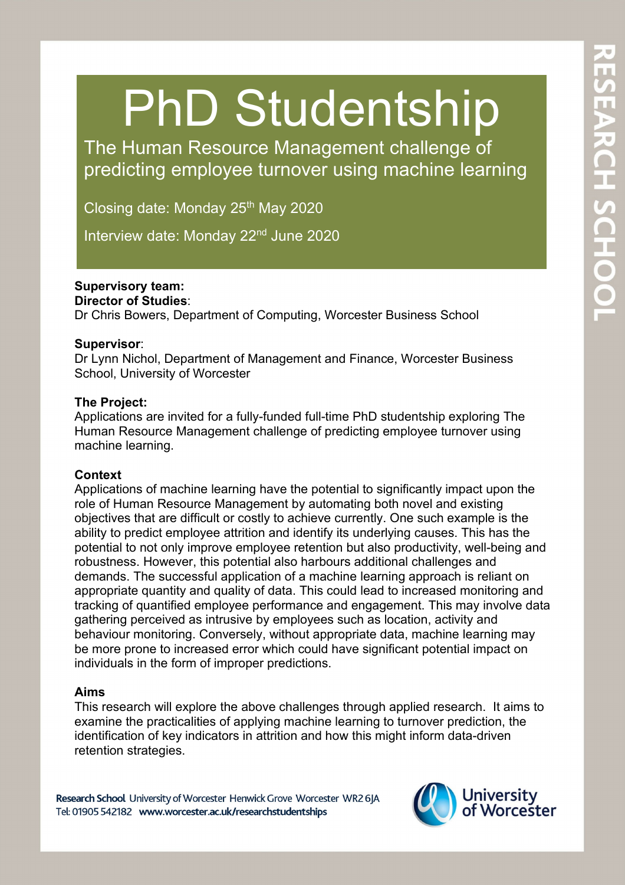# PhD Studentship

## The Human Resource Management challenge of predicting employee turnover using machine learning

Closing date: Monday 25th May 2020

Interview date: Monday 22nd June 2020

**Supervisory team:**
**Director of Studies**:
Dr Chris Bowers, Department of Computing, Worcester Business School

**Supervisor**:
Dr Lynn Nichol, Department of Management and Finance, Worcester Business School, University of Worcester

**The Project:**
Applications are invited for a fully-funded full-time PhD studentship exploring The Human Resource Management challenge of predicting employee turnover using machine learning.

**Context**
Applications of machine learning have the potential to significantly impact upon the role of Human Resource Management by automating both novel and existing objectives that are difficult or costly to achieve currently. One such example is the ability to predict employee attrition and identify its underlying causes. This has the potential to not only improve employee retention but also productivity, well-being and robustness. However, this potential also harbours additional challenges and demands. The successful application of a machine learning approach is reliant on appropriate quantity and quality of data. This could lead to increased monitoring and tracking of quantified employee performance and engagement. This may involve data gathering perceived as intrusive by employees such as location, activity and behaviour monitoring. Conversely, without appropriate data, machine learning may be more prone to increased error which could have significant potential impact on individuals in the form of improper predictions.

**Aims**
This research will explore the above challenges through applied research. It aims to examine the practicalities of applying machine learning to turnover prediction, the identification of key indicators in attrition and how this might inform data-driven retention strategies.

**Research School** University of Worcester Henwick Grove Worcester WR2 6JA
Tel: 01905 542182 **www.worcester.ac.uk/researchstudentships**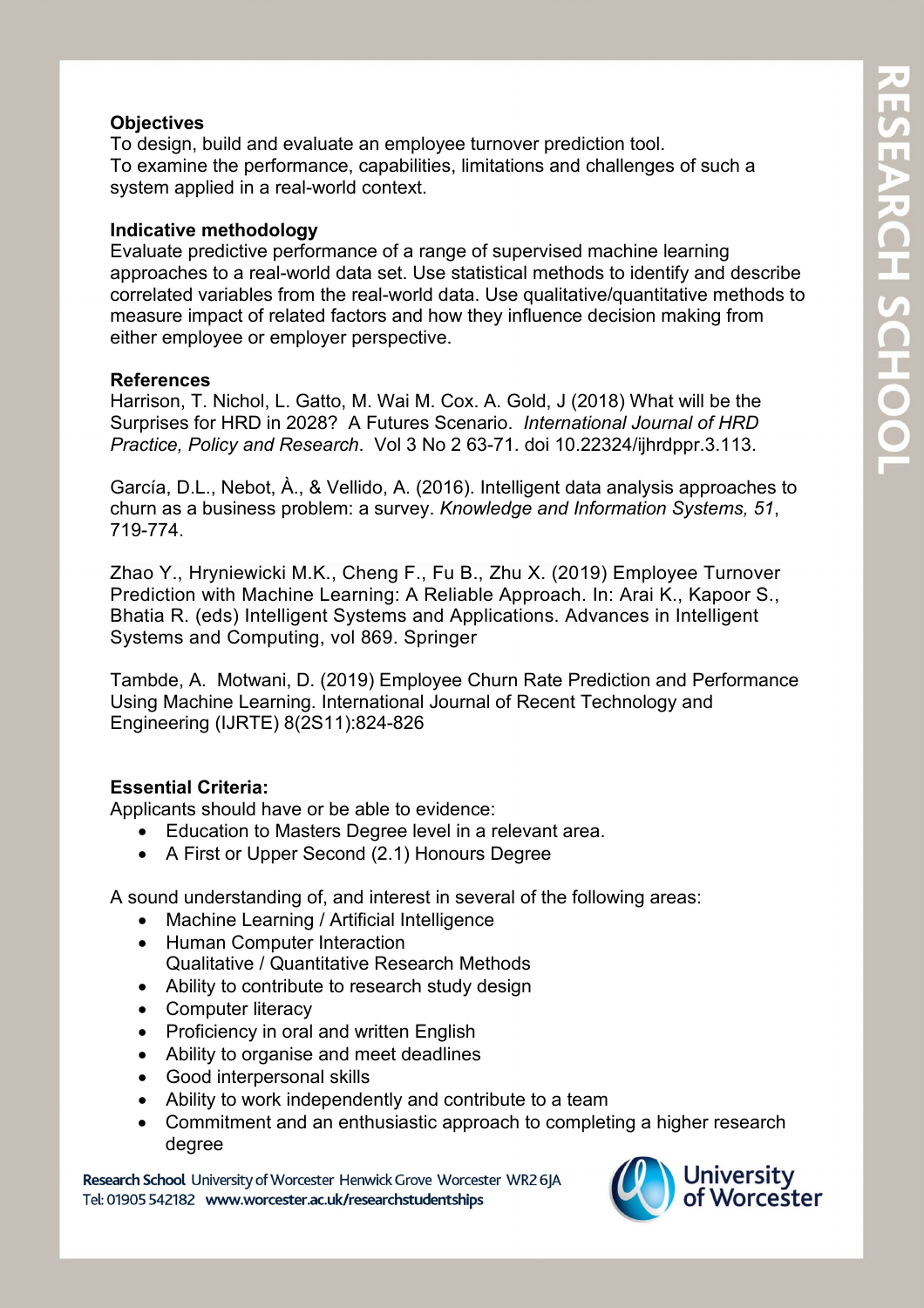**Objectives**

To design, build and evaluate an employee turnover prediction tool.
To examine the performance, capabilities, limitations and challenges of such a system applied in a real-world context.

**Indicative methodology**

Evaluate predictive performance of a range of supervised machine learning approaches to a real-world data set. Use statistical methods to identify and describe correlated variables from the real-world data. Use qualitative/quantitative methods to measure impact of related factors and how they influence decision making from either employee or employer perspective.

**References**

Harrison, T. Nichol, L. Gatto, M. Wai M. Cox. A. Gold, J (2018) What will be the Surprises for HRD in 2028? A Futures Scenario. *International Journal of HRD Practice, Policy and Research*. Vol 3 No 2 63-71. doi 10.22324/ijhrdppr.3.113.

García, D.L., Nebot, À., & Vellido, A. (2016). Intelligent data analysis approaches to churn as a business problem: a survey. *Knowledge and Information Systems, 51*, 719-774.

Zhao Y., Hryniewicki M.K., Cheng F., Fu B., Zhu X. (2019) Employee Turnover Prediction with Machine Learning: A Reliable Approach. In: Arai K., Kapoor S., Bhatia R. (eds) Intelligent Systems and Applications. Advances in Intelligent Systems and Computing, vol 869. Springer

Tambde, A. Motwani, D. (2019) Employee Churn Rate Prediction and Performance Using Machine Learning. International Journal of Recent Technology and Engineering (IJRTE) 8(2S11):824-826

**Essential Criteria:**

Applicants should have or be able to evidence:

- Education to Masters Degree level in a relevant area.
- A First or Upper Second (2.1) Honours Degree

A sound understanding of, and interest in several of the following areas:

- Machine Learning / Artificial Intelligence
- Human Computer Interaction
  Qualitative / Quantitative Research Methods
- Ability to contribute to research study design
- Computer literacy
- Proficiency in oral and written English
- Ability to organise and meet deadlines
- Good interpersonal skills
- Ability to work independently and contribute to a team
- Commitment and an enthusiastic approach to completing a higher research degree

Research School University of Worcester Henwick Grove Worcester WR2 6JA
Tel: 01905 542182 www.worcester.ac.uk/researchstudentships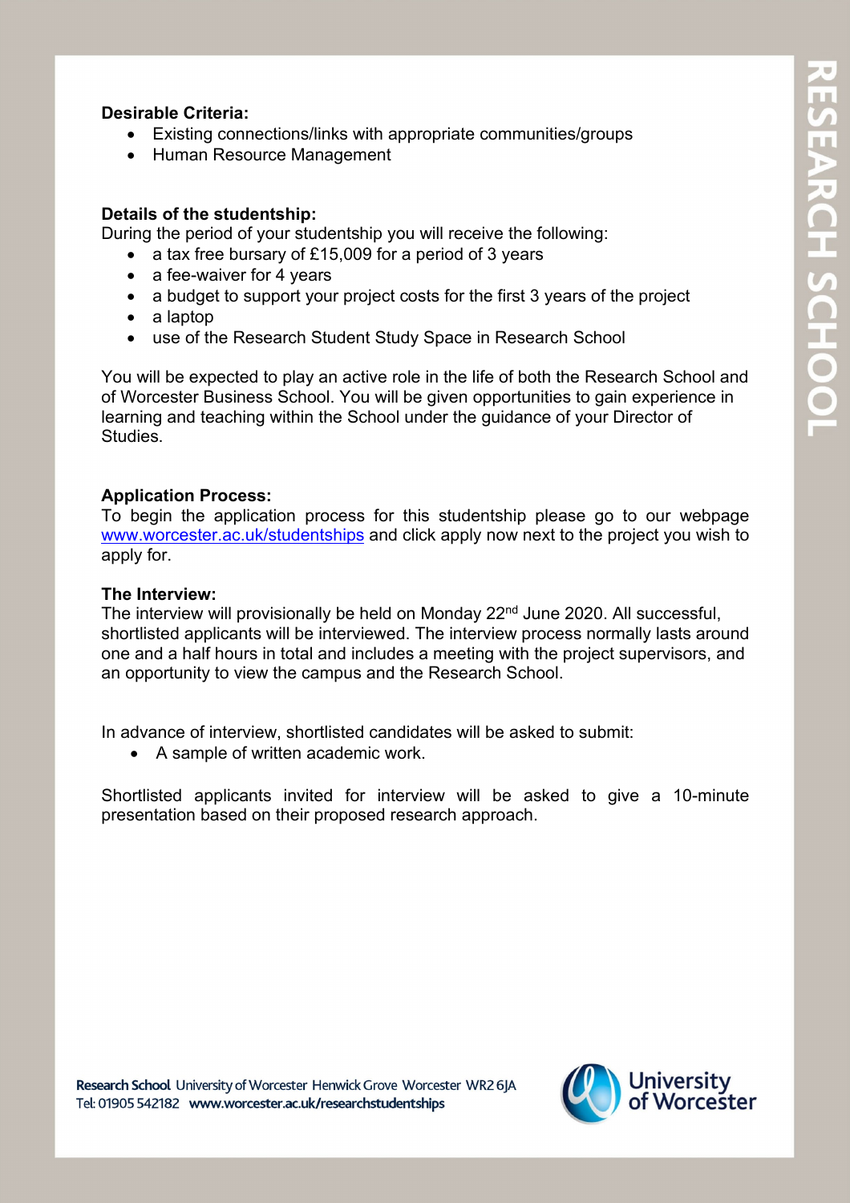**Desirable Criteria:**

- Existing connections/links with appropriate communities/groups
- Human Resource Management

**Details of the studentship:**

During the period of your studentship you will receive the following:

- a tax free bursary of £15,009 for a period of 3 years
- a fee-waiver for 4 years
- a budget to support your project costs for the first 3 years of the project
- a laptop
- use of the Research Student Study Space in Research School

You will be expected to play an active role in the life of both the Research School and of Worcester Business School. You will be given opportunities to gain experience in learning and teaching within the School under the guidance of your Director of Studies.

**Application Process:**

To begin the application process for this studentship please go to our webpage www.worcester.ac.uk/studentships and click apply now next to the project you wish to apply for.

**The Interview:**

The interview will provisionally be held on Monday 22nd June 2020. All successful, shortlisted applicants will be interviewed. The interview process normally lasts around one and a half hours in total and includes a meeting with the project supervisors, and an opportunity to view the campus and the Research School.

In advance of interview, shortlisted candidates will be asked to submit:

- A sample of written academic work.

Shortlisted applicants invited for interview will be asked to give a 10-minute presentation based on their proposed research approach.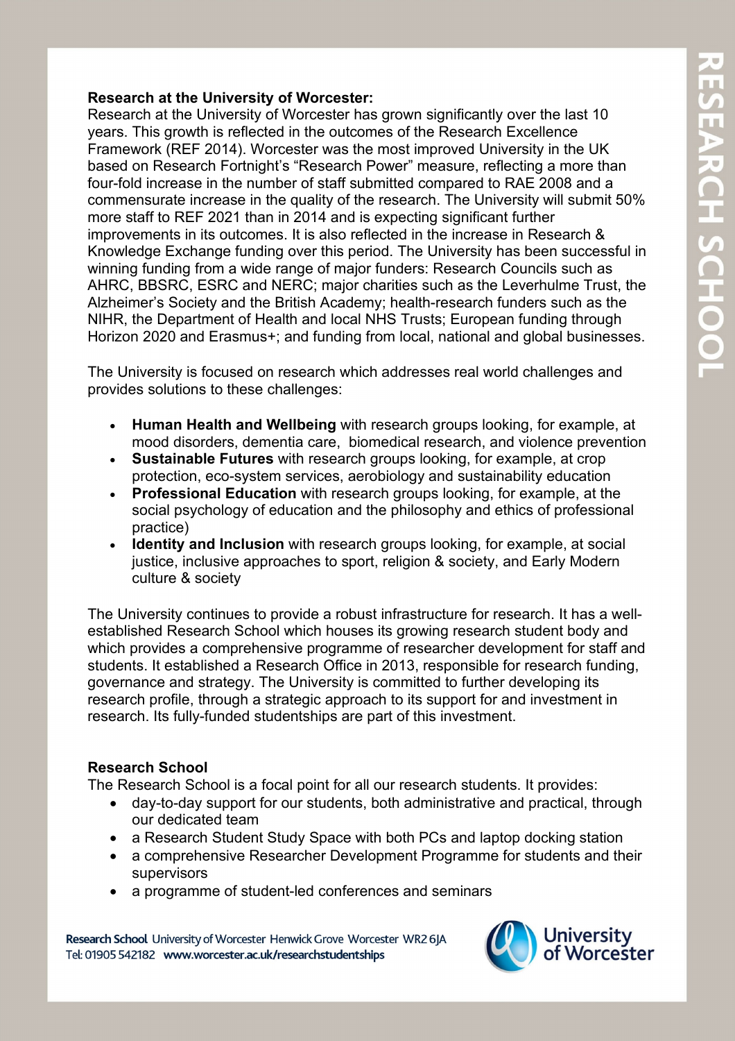**Research at the University of Worcester:**

Research at the University of Worcester has grown significantly over the last 10 years. This growth is reflected in the outcomes of the Research Excellence Framework (REF 2014). Worcester was the most improved University in the UK based on Research Fortnight's "Research Power" measure, reflecting a more than four-fold increase in the number of staff submitted compared to RAE 2008 and a commensurate increase in the quality of the research. The University will submit 50% more staff to REF 2021 than in 2014 and is expecting significant further improvements in its outcomes. It is also reflected in the increase in Research & Knowledge Exchange funding over this period. The University has been successful in winning funding from a wide range of major funders: Research Councils such as AHRC, BBSRC, ESRC and NERC; major charities such as the Leverhulme Trust, the Alzheimer's Society and the British Academy; health-research funders such as the NIHR, the Department of Health and local NHS Trusts; European funding through Horizon 2020 and Erasmus+; and funding from local, national and global businesses.

The University is focused on research which addresses real world challenges and provides solutions to these challenges:

- **Human Health and Wellbeing** with research groups looking, for example, at mood disorders, dementia care, biomedical research, and violence prevention
- **Sustainable Futures** with research groups looking, for example, at crop protection, eco-system services, aerobiology and sustainability education
- **Professional Education** with research groups looking, for example, at the social psychology of education and the philosophy and ethics of professional practice)
- **Identity and Inclusion** with research groups looking, for example, at social justice, inclusive approaches to sport, religion & society, and Early Modern culture & society

The University continues to provide a robust infrastructure for research. It has a well-established Research School which houses its growing research student body and which provides a comprehensive programme of researcher development for staff and students. It established a Research Office in 2013, responsible for research funding, governance and strategy. The University is committed to further developing its research profile, through a strategic approach to its support for and investment in research. Its fully-funded studentships are part of this investment.

**Research School**

The Research School is a focal point for all our research students. It provides:

- day-to-day support for our students, both administrative and practical, through our dedicated team
- a Research Student Study Space with both PCs and laptop docking station
- a comprehensive Researcher Development Programme for students and their supervisors
- a programme of student-led conferences and seminars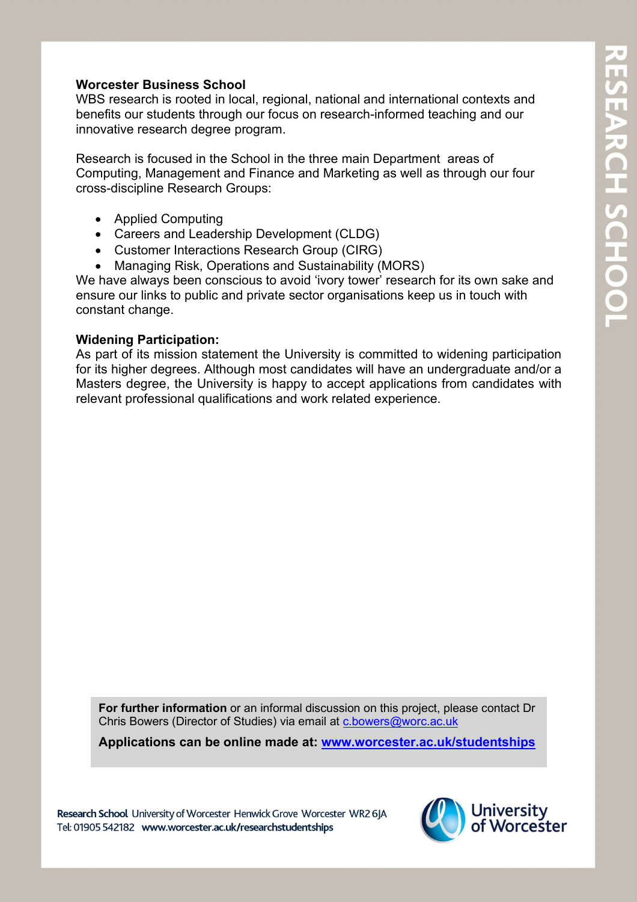**Worcester Business School**

WBS research is rooted in local, regional, national and international contexts and benefits our students through our focus on research-informed teaching and our innovative research degree program.

Research is focused in the School in the three main Department areas of Computing, Management and Finance and Marketing as well as through our four cross-discipline Research Groups:

- Applied Computing
- Careers and Leadership Development (CLDG)
- Customer Interactions Research Group (CIRG)
- Managing Risk, Operations and Sustainability (MORS)

We have always been conscious to avoid 'ivory tower' research for its own sake and ensure our links to public and private sector organisations keep us in touch with constant change.

**Widening Participation:**

As part of its mission statement the University is committed to widening participation for its higher degrees. Although most candidates will have an undergraduate and/or a Masters degree, the University is happy to accept applications from candidates with relevant professional qualifications and work related experience.

**For further information** or an informal discussion on this project, please contact Dr Chris Bowers (Director of Studies) via email at c.bowers@worc.ac.uk

**Applications can be online made at: www.worcester.ac.uk/studentships**

**Research School** University of Worcester Henwick Grove Worcester WR2 6JA
Tel: 01905 542182 **www.worcester.ac.uk/researchstudentships**